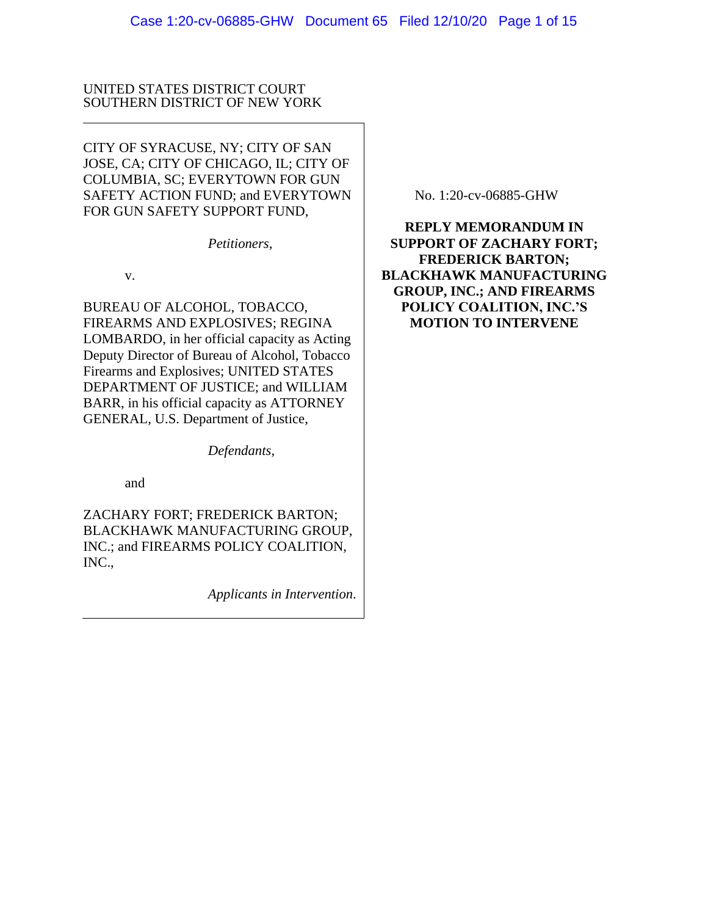UNITED STATES DISTRICT COURT
SOUTHERN DISTRICT OF NEW YORK

CITY OF SYRACUSE, NY; CITY OF SAN JOSE, CA; CITY OF CHICAGO, IL; CITY OF COLUMBIA, SC; EVERYTOWN FOR GUN SAFETY ACTION FUND; and EVERYTOWN FOR GUN SAFETY SUPPORT FUND,

*Petitioners*,

v.

BUREAU OF ALCOHOL, TOBACCO, FIREARMS AND EXPLOSIVES; REGINA LOMBARDO, in her official capacity as Acting Deputy Director of Bureau of Alcohol, Tobacco Firearms and Explosives; UNITED STATES DEPARTMENT OF JUSTICE; and WILLIAM BARR, in his official capacity as ATTORNEY GENERAL, U.S. Department of Justice,

*Defendants*,

and

ZACHARY FORT; FREDERICK BARTON; BLACKHAWK MANUFACTURING GROUP, INC.; and FIREARMS POLICY COALITION, INC.,

*Applicants in Intervention*.

No. 1:20-cv-06885-GHW

**REPLY MEMORANDUM IN SUPPORT OF ZACHARY FORT; FREDERICK BARTON; BLACKHAWK MANUFACTURING GROUP, INC.; AND FIREARMS POLICY COALITION, INC.'S MOTION TO INTERVENE**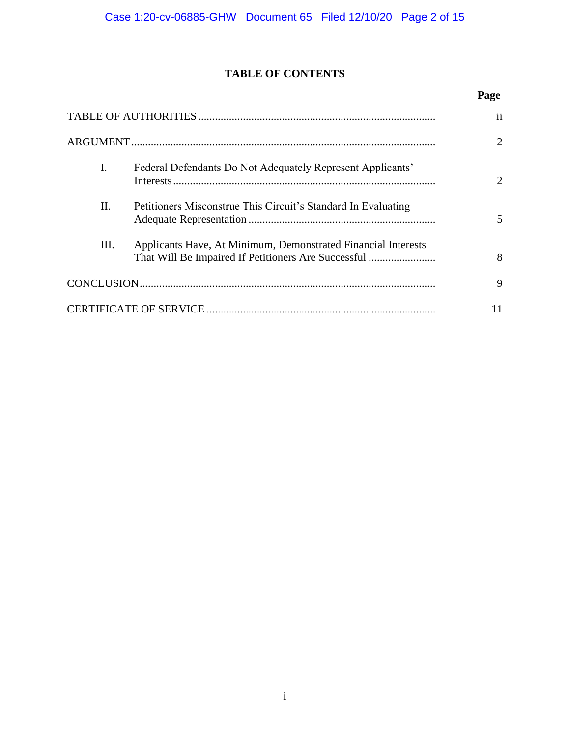# TABLE OF CONTENTS

| | Page |
|---|---|
| TABLE OF AUTHORITIES | ii |
| ARGUMENT | 2 |
| I. Federal Defendants Do Not Adequately Represent Applicants' Interests | 2 |
| II. Petitioners Misconstrue This Circuit's Standard In Evaluating Adequate Representation | 5 |
| III. Applicants Have, At Minimum, Demonstrated Financial Interests That Will Be Impaired If Petitioners Are Successful | 8 |
| CONCLUSION | 9 |
| CERTIFICATE OF SERVICE | 11 |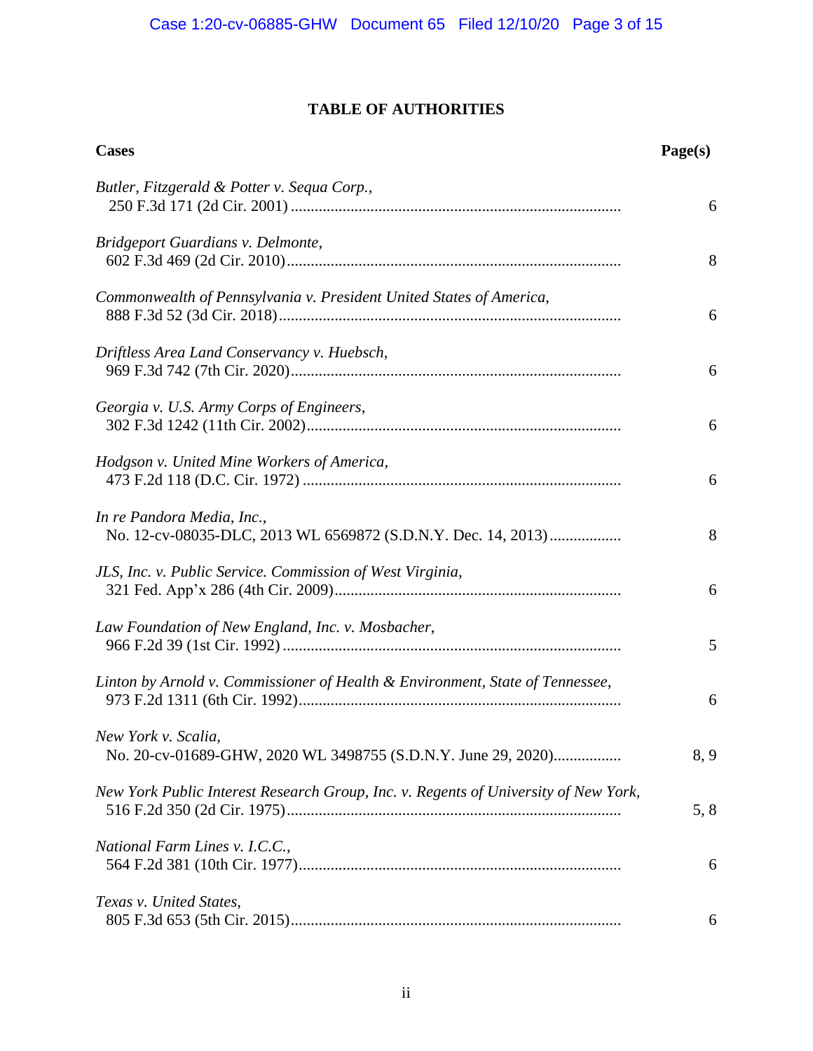# TABLE OF AUTHORITIES

| Cases | Page(s) |
|---|---|
| *Butler, Fitzgerald & Potter v. Sequa Corp.*, 250 F.3d 171 (2d Cir. 2001) | 6 |
| *Bridgeport Guardians v. Delmonte*, 602 F.3d 469 (2d Cir. 2010) | 8 |
| *Commonwealth of Pennsylvania v. President United States of America*, 888 F.3d 52 (3d Cir. 2018) | 6 |
| *Driftless Area Land Conservancy v. Huebsch*, 969 F.3d 742 (7th Cir. 2020) | 6 |
| *Georgia v. U.S. Army Corps of Engineers*, 302 F.3d 1242 (11th Cir. 2002) | 6 |
| *Hodgson v. United Mine Workers of America*, 473 F.2d 118 (D.C. Cir. 1972) | 6 |
| *In re Pandora Media, Inc.*, No. 12-cv-08035-DLC, 2013 WL 6569872 (S.D.N.Y. Dec. 14, 2013) | 8 |
| *JLS, Inc. v. Public Service. Commission of West Virginia*, 321 Fed. App'x 286 (4th Cir. 2009) | 6 |
| *Law Foundation of New England, Inc. v. Mosbacher*, 966 F.2d 39 (1st Cir. 1992) | 5 |
| *Linton by Arnold v. Commissioner of Health & Environment, State of Tennessee*, 973 F.2d 1311 (6th Cir. 1992) | 6 |
| *New York v. Scalia*, No. 20-cv-01689-GHW, 2020 WL 3498755 (S.D.N.Y. June 29, 2020) | 8, 9 |
| *New York Public Interest Research Group, Inc. v. Regents of University of New York*, 516 F.2d 350 (2d Cir. 1975) | 5, 8 |
| *National Farm Lines v. I.C.C.*, 564 F.2d 381 (10th Cir. 1977) | 6 |
| *Texas v. United States*, 805 F.3d 653 (5th Cir. 2015) | 6 |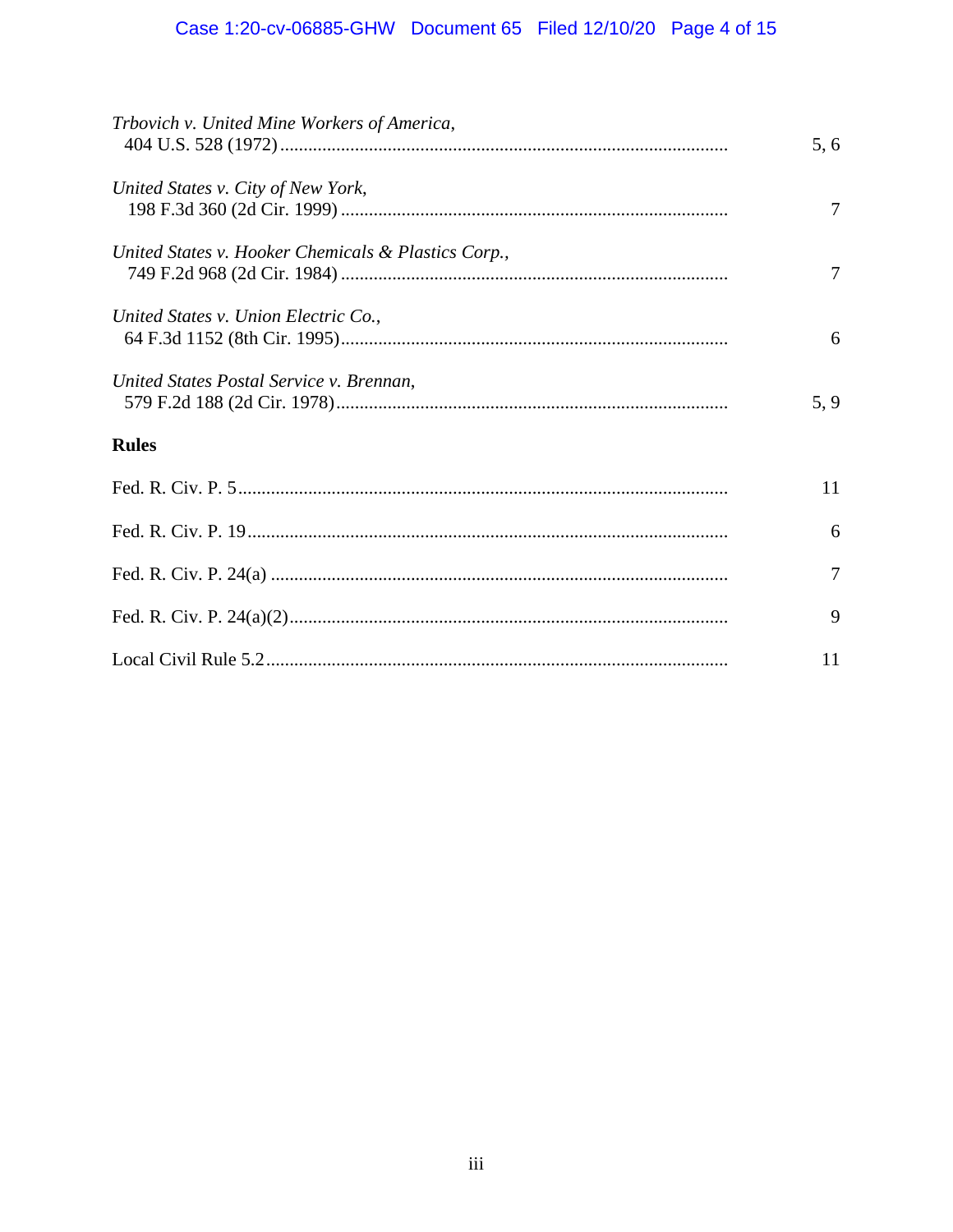*Trbovich v. United Mine Workers of America*,
404 U.S. 528 (1972) ........................................................................................ 5, 6

*United States v. City of New York*,
198 F.3d 360 (2d Cir. 1999) .................................................................................. 7

*United States v. Hooker Chemicals & Plastics Corp.*,
749 F.2d 968 (2d Cir. 1984) .................................................................................. 7

*United States v. Union Electric Co.*,
64 F.3d 1152 (8th Cir. 1995).................................................................................. 6

*United States Postal Service v. Brennan*,
579 F.2d 188 (2d Cir. 1978).................................................................................... 5, 9

**Rules**

Fed. R. Civ. P. 5........................................................................................................ 11

Fed. R. Civ. P. 19...................................................................................................... 6

Fed. R. Civ. P. 24(a) ................................................................................................. 7

Fed. R. Civ. P. 24(a)(2)............................................................................................. 9

Local Civil Rule 5.2 .................................................................................................. 11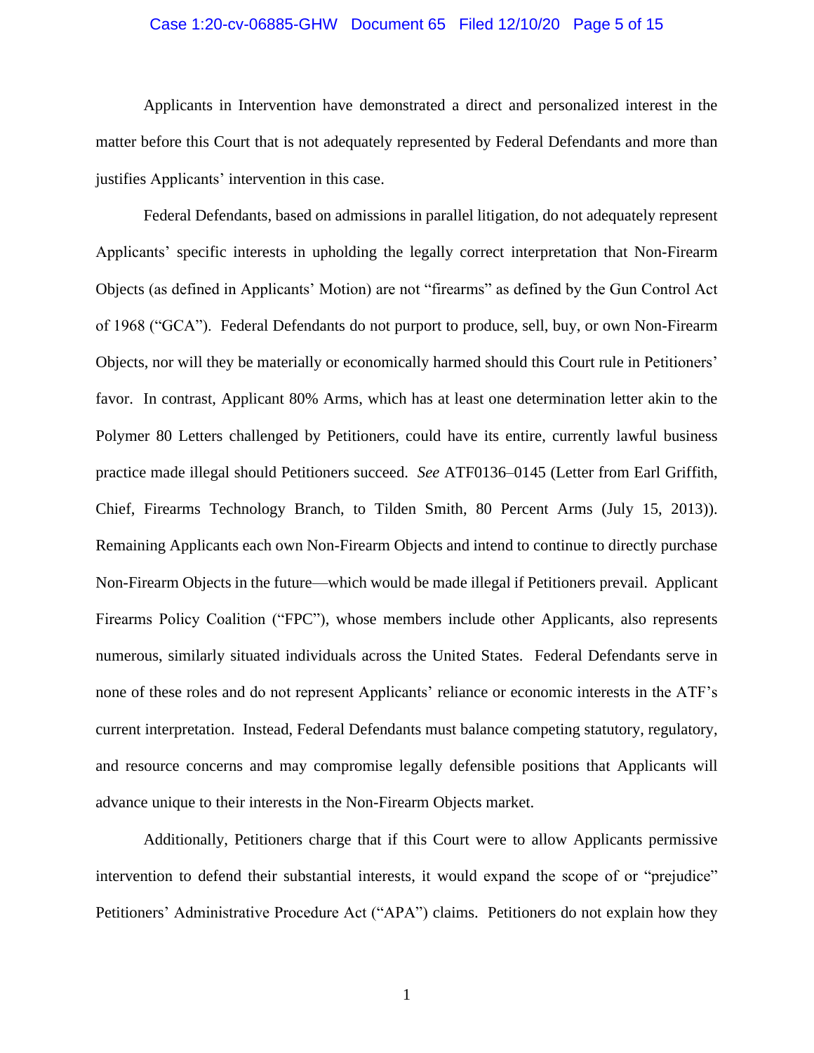Applicants in Intervention have demonstrated a direct and personalized interest in the matter before this Court that is not adequately represented by Federal Defendants and more than justifies Applicants' intervention in this case.

Federal Defendants, based on admissions in parallel litigation, do not adequately represent Applicants' specific interests in upholding the legally correct interpretation that Non-Firearm Objects (as defined in Applicants' Motion) are not "firearms" as defined by the Gun Control Act of 1968 ("GCA"). Federal Defendants do not purport to produce, sell, buy, or own Non-Firearm Objects, nor will they be materially or economically harmed should this Court rule in Petitioners' favor. In contrast, Applicant 80% Arms, which has at least one determination letter akin to the Polymer 80 Letters challenged by Petitioners, could have its entire, currently lawful business practice made illegal should Petitioners succeed. *See* ATF0136–0145 (Letter from Earl Griffith, Chief, Firearms Technology Branch, to Tilden Smith, 80 Percent Arms (July 15, 2013)). Remaining Applicants each own Non-Firearm Objects and intend to continue to directly purchase Non-Firearm Objects in the future—which would be made illegal if Petitioners prevail. Applicant Firearms Policy Coalition ("FPC"), whose members include other Applicants, also represents numerous, similarly situated individuals across the United States. Federal Defendants serve in none of these roles and do not represent Applicants' reliance or economic interests in the ATF's current interpretation. Instead, Federal Defendants must balance competing statutory, regulatory, and resource concerns and may compromise legally defensible positions that Applicants will advance unique to their interests in the Non-Firearm Objects market.

Additionally, Petitioners charge that if this Court were to allow Applicants permissive intervention to defend their substantial interests, it would expand the scope of or "prejudice" Petitioners' Administrative Procedure Act ("APA") claims. Petitioners do not explain how they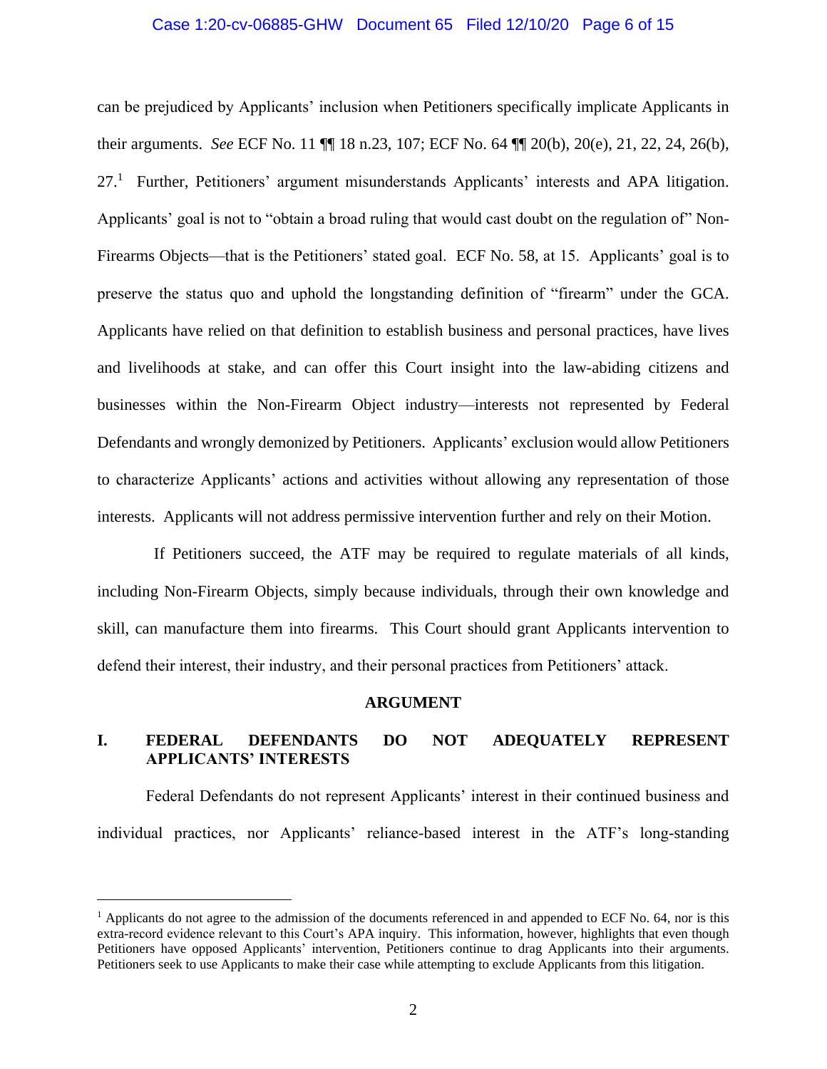can be prejudiced by Applicants' inclusion when Petitioners specifically implicate Applicants in their arguments. *See* ECF No. 11 ¶¶ 18 n.23, 107; ECF No. 64 ¶¶ 20(b), 20(e), 21, 22, 24, 26(b), 27.[1] Further, Petitioners' argument misunderstands Applicants' interests and APA litigation. Applicants' goal is not to "obtain a broad ruling that would cast doubt on the regulation of" Non-Firearms Objects—that is the Petitioners' stated goal. ECF No. 58, at 15. Applicants' goal is to preserve the status quo and uphold the longstanding definition of "firearm" under the GCA. Applicants have relied on that definition to establish business and personal practices, have lives and livelihoods at stake, and can offer this Court insight into the law-abiding citizens and businesses within the Non-Firearm Object industry—interests not represented by Federal Defendants and wrongly demonized by Petitioners. Applicants' exclusion would allow Petitioners to characterize Applicants' actions and activities without allowing any representation of those interests. Applicants will not address permissive intervention further and rely on their Motion.

If Petitioners succeed, the ATF may be required to regulate materials of all kinds, including Non-Firearm Objects, simply because individuals, through their own knowledge and skill, can manufacture them into firearms. This Court should grant Applicants intervention to defend their interest, their industry, and their personal practices from Petitioners' attack.

## ARGUMENT

### I. FEDERAL DEFENDANTS DO NOT ADEQUATELY REPRESENT APPLICANTS' INTERESTS

Federal Defendants do not represent Applicants' interest in their continued business and individual practices, nor Applicants' reliance-based interest in the ATF's long-standing

---

[1] Applicants do not agree to the admission of the documents referenced in and appended to ECF No. 64, nor is this extra-record evidence relevant to this Court's APA inquiry. This information, however, highlights that even though Petitioners have opposed Applicants' intervention, Petitioners continue to drag Applicants into their arguments. Petitioners seek to use Applicants to make their case while attempting to exclude Applicants from this litigation.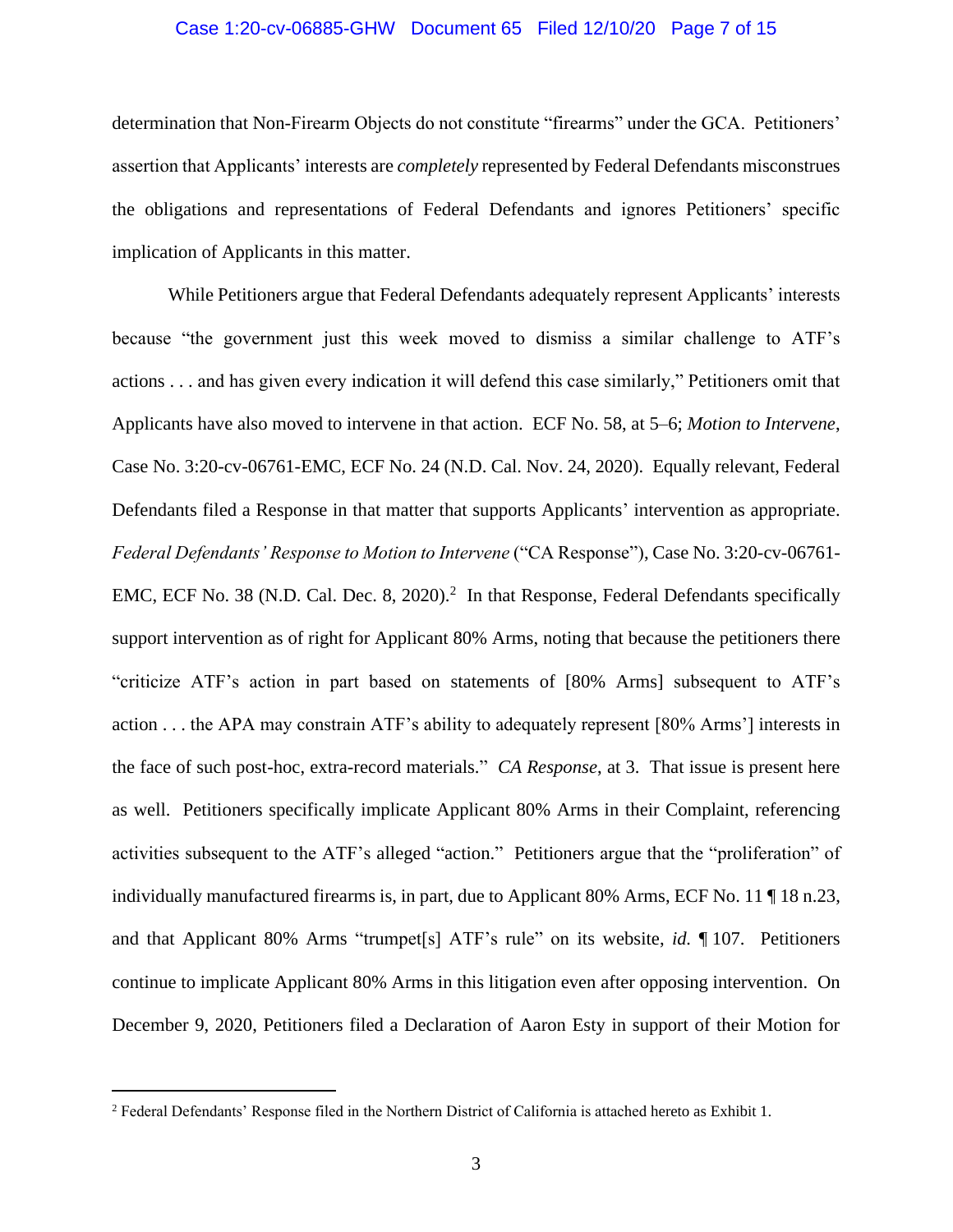determination that Non-Firearm Objects do not constitute "firearms" under the GCA. Petitioners' assertion that Applicants' interests are *completely* represented by Federal Defendants misconstrues the obligations and representations of Federal Defendants and ignores Petitioners' specific implication of Applicants in this matter.

While Petitioners argue that Federal Defendants adequately represent Applicants' interests because "the government just this week moved to dismiss a similar challenge to ATF's actions . . . and has given every indication it will defend this case similarly," Petitioners omit that Applicants have also moved to intervene in that action. ECF No. 58, at 5–6; *Motion to Intervene*, Case No. 3:20-cv-06761-EMC, ECF No. 24 (N.D. Cal. Nov. 24, 2020). Equally relevant, Federal Defendants filed a Response in that matter that supports Applicants' intervention as appropriate. *Federal Defendants' Response to Motion to Intervene* ("CA Response"), Case No. 3:20-cv-06761-EMC, ECF No. 38 (N.D. Cal. Dec. 8, 2020).[2] In that Response, Federal Defendants specifically support intervention as of right for Applicant 80% Arms, noting that because the petitioners there "criticize ATF's action in part based on statements of [80% Arms] subsequent to ATF's action . . . the APA may constrain ATF's ability to adequately represent [80% Arms'] interests in the face of such post-hoc, extra-record materials." *CA Response*, at 3. That issue is present here as well. Petitioners specifically implicate Applicant 80% Arms in their Complaint, referencing activities subsequent to the ATF's alleged "action." Petitioners argue that the "proliferation" of individually manufactured firearms is, in part, due to Applicant 80% Arms, ECF No. 11 ¶ 18 n.23, and that Applicant 80% Arms "trumpet[s] ATF's rule" on its website, *id.* ¶ 107. Petitioners continue to implicate Applicant 80% Arms in this litigation even after opposing intervention. On December 9, 2020, Petitioners filed a Declaration of Aaron Esty in support of their Motion for

---

[2] Federal Defendants' Response filed in the Northern District of California is attached hereto as Exhibit 1.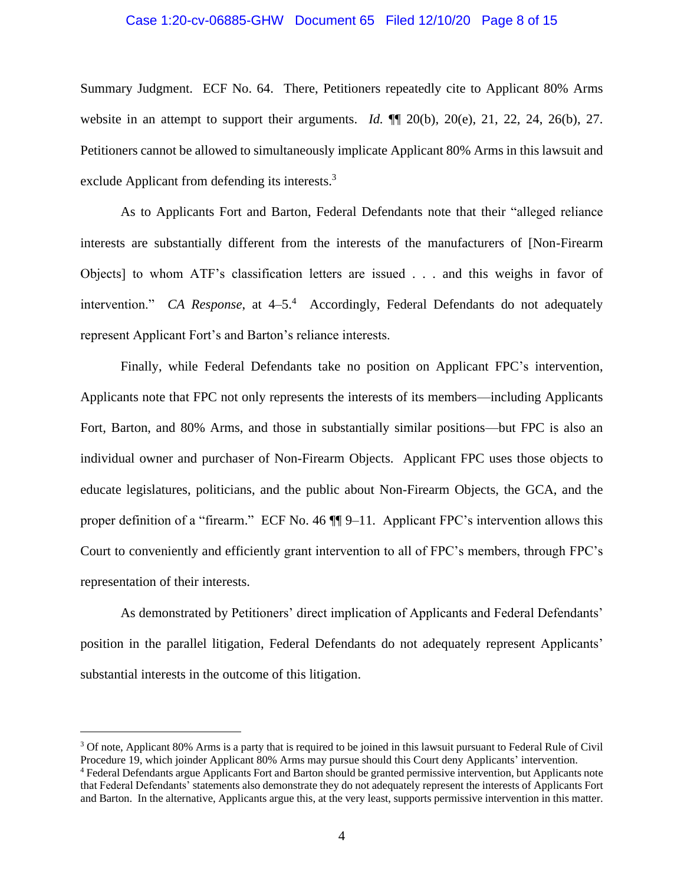Summary Judgment. ECF No. 64. There, Petitioners repeatedly cite to Applicant 80% Arms website in an attempt to support their arguments. *Id.* ¶¶ 20(b), 20(e), 21, 22, 24, 26(b), 27. Petitioners cannot be allowed to simultaneously implicate Applicant 80% Arms in this lawsuit and exclude Applicant from defending its interests.[3]

As to Applicants Fort and Barton, Federal Defendants note that their "alleged reliance interests are substantially different from the interests of the manufacturers of [Non-Firearm Objects] to whom ATF's classification letters are issued . . . and this weighs in favor of intervention." *CA Response*, at 4–5.[4] Accordingly, Federal Defendants do not adequately represent Applicant Fort's and Barton's reliance interests.

Finally, while Federal Defendants take no position on Applicant FPC's intervention, Applicants note that FPC not only represents the interests of its members—including Applicants Fort, Barton, and 80% Arms, and those in substantially similar positions—but FPC is also an individual owner and purchaser of Non-Firearm Objects. Applicant FPC uses those objects to educate legislatures, politicians, and the public about Non-Firearm Objects, the GCA, and the proper definition of a "firearm." ECF No. 46 ¶¶ 9–11. Applicant FPC's intervention allows this Court to conveniently and efficiently grant intervention to all of FPC's members, through FPC's representation of their interests.

As demonstrated by Petitioners' direct implication of Applicants and Federal Defendants' position in the parallel litigation, Federal Defendants do not adequately represent Applicants' substantial interests in the outcome of this litigation.

---

[3] Of note, Applicant 80% Arms is a party that is required to be joined in this lawsuit pursuant to Federal Rule of Civil Procedure 19, which joinder Applicant 80% Arms may pursue should this Court deny Applicants' intervention.

[4] Federal Defendants argue Applicants Fort and Barton should be granted permissive intervention, but Applicants note that Federal Defendants' statements also demonstrate they do not adequately represent the interests of Applicants Fort and Barton. In the alternative, Applicants argue this, at the very least, supports permissive intervention in this matter.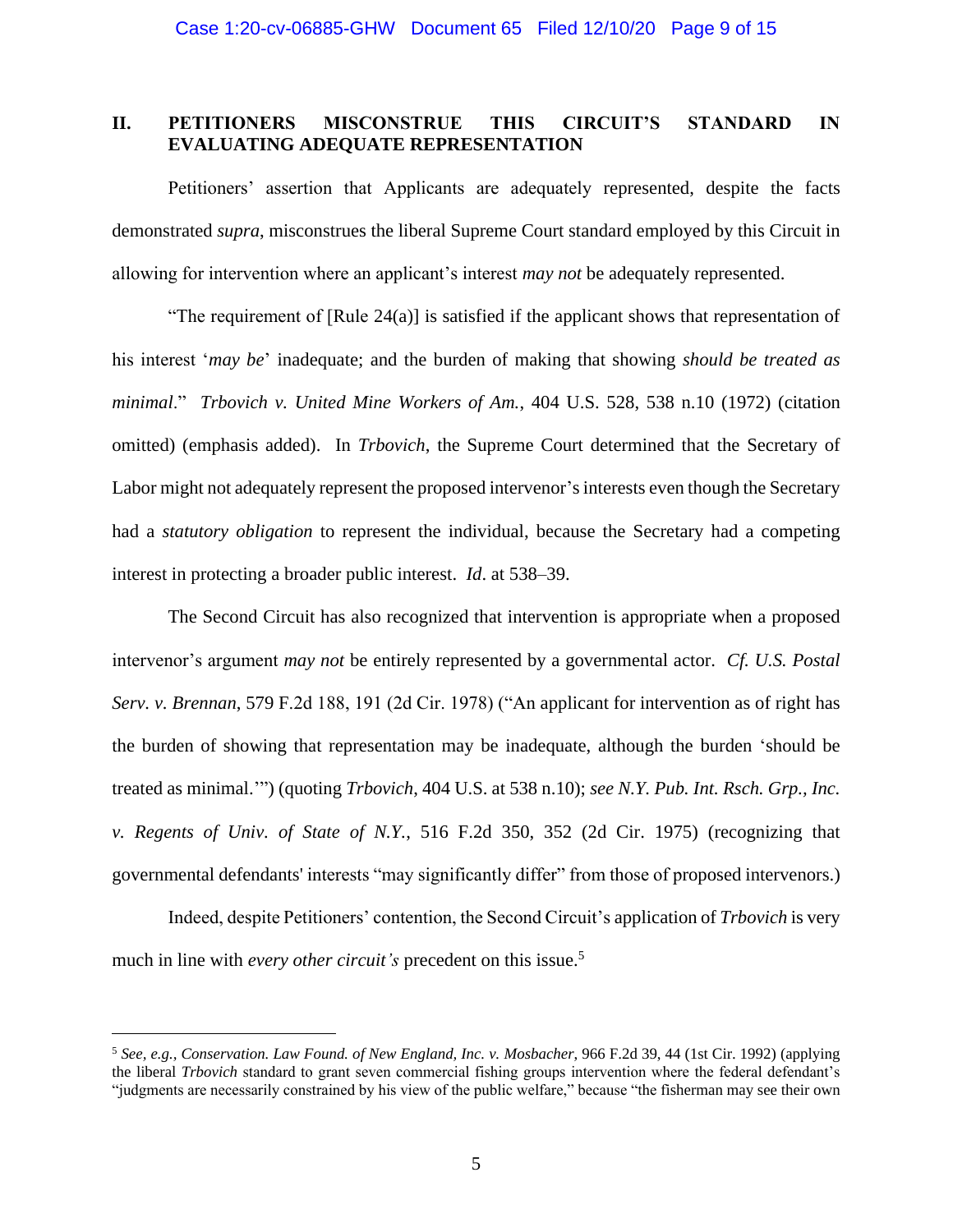## II. PETITIONERS MISCONSTRUE THIS CIRCUIT'S STANDARD IN EVALUATING ADEQUATE REPRESENTATION

Petitioners' assertion that Applicants are adequately represented, despite the facts demonstrated *supra*, misconstrues the liberal Supreme Court standard employed by this Circuit in allowing for intervention where an applicant's interest *may not* be adequately represented.

"The requirement of [Rule 24(a)] is satisfied if the applicant shows that representation of his interest '*may be*' inadequate; and the burden of making that showing *should be treated as minimal*." *Trbovich v. United Mine Workers of Am.*, 404 U.S. 528, 538 n.10 (1972) (citation omitted) (emphasis added). In *Trbovich*, the Supreme Court determined that the Secretary of Labor might not adequately represent the proposed intervenor's interests even though the Secretary had a *statutory obligation* to represent the individual, because the Secretary had a competing interest in protecting a broader public interest. *Id*. at 538–39.

The Second Circuit has also recognized that intervention is appropriate when a proposed intervenor's argument *may not* be entirely represented by a governmental actor. *Cf. U.S. Postal Serv. v. Brennan*, 579 F.2d 188, 191 (2d Cir. 1978) ("An applicant for intervention as of right has the burden of showing that representation may be inadequate, although the burden 'should be treated as minimal.'") (quoting *Trbovich*, 404 U.S. at 538 n.10); *see N.Y. Pub. Int. Rsch. Grp., Inc. v. Regents of Univ. of State of N.Y.*, 516 F.2d 350, 352 (2d Cir. 1975) (recognizing that governmental defendants' interests "may significantly differ" from those of proposed intervenors.)

Indeed, despite Petitioners' contention, the Second Circuit's application of *Trbovich* is very much in line with *every other circuit's* precedent on this issue.[5]

---

[5] *See, e.g.*, *Conservation. Law Found. of New England, Inc. v. Mosbacher*, 966 F.2d 39, 44 (1st Cir. 1992) (applying the liberal *Trbovich* standard to grant seven commercial fishing groups intervention where the federal defendant's "judgments are necessarily constrained by his view of the public welfare," because "the fisherman may see their own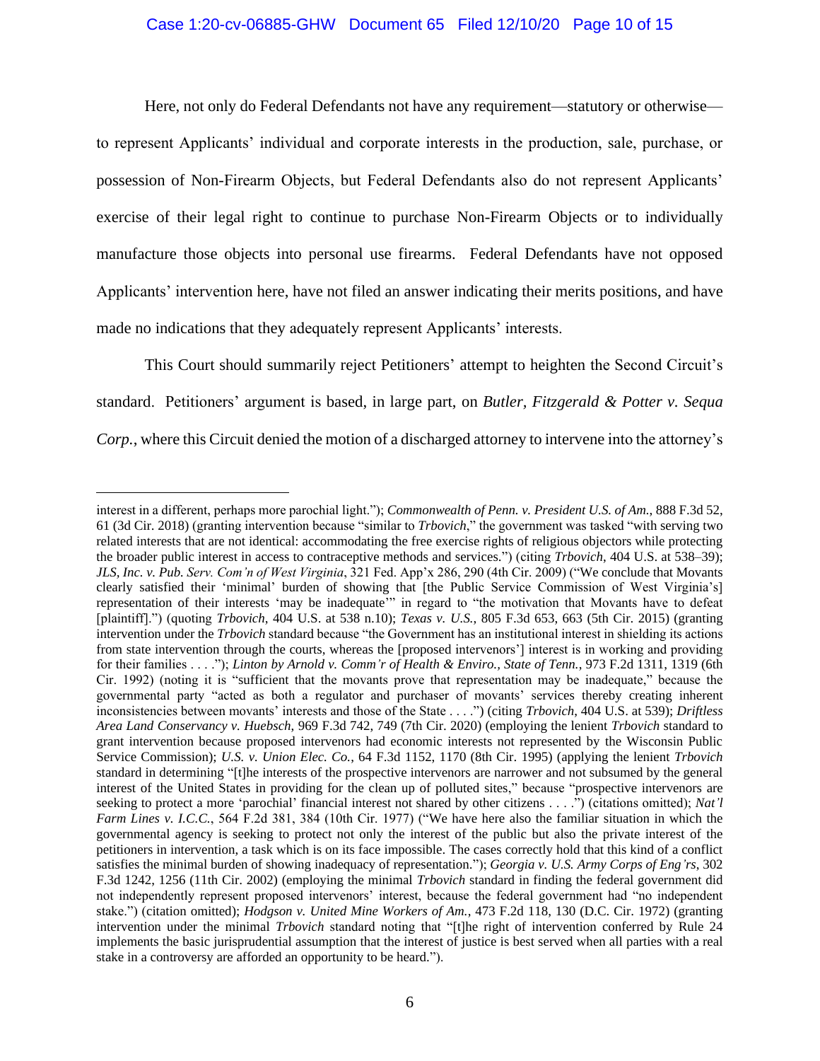Here, not only do Federal Defendants not have any requirement—statutory or otherwise—to represent Applicants' individual and corporate interests in the production, sale, purchase, or possession of Non-Firearm Objects, but Federal Defendants also do not represent Applicants' exercise of their legal right to continue to purchase Non-Firearm Objects or to individually manufacture those objects into personal use firearms. Federal Defendants have not opposed Applicants' intervention here, have not filed an answer indicating their merits positions, and have made no indications that they adequately represent Applicants' interests.

This Court should summarily reject Petitioners' attempt to heighten the Second Circuit's standard. Petitioners' argument is based, in large part, on *Butler, Fitzgerald & Potter v. Sequa Corp.*, where this Circuit denied the motion of a discharged attorney to intervene into the attorney's

---

interest in a different, perhaps more parochial light."); *Commonwealth of Penn. v. President U.S. of Am.*, 888 F.3d 52, 61 (3d Cir. 2018) (granting intervention because "similar to *Trbovich*," the government was tasked "with serving two related interests that are not identical: accommodating the free exercise rights of religious objectors while protecting the broader public interest in access to contraceptive methods and services.") (citing *Trbovich*, 404 U.S. at 538–39); *JLS, Inc. v. Pub. Serv. Com'n of West Virginia*, 321 Fed. App'x 286, 290 (4th Cir. 2009) ("We conclude that Movants clearly satisfied their 'minimal' burden of showing that [the Public Service Commission of West Virginia's] representation of their interests 'may be inadequate'" in regard to "the motivation that Movants have to defeat [plaintiff].") (quoting *Trbovich*, 404 U.S. at 538 n.10); *Texas v. U.S.*, 805 F.3d 653, 663 (5th Cir. 2015) (granting intervention under the *Trbovich* standard because "the Government has an institutional interest in shielding its actions from state intervention through the courts, whereas the [proposed intervenors'] interest is in working and providing for their families . . . ."); *Linton by Arnold v. Comm'r of Health & Enviro., State of Tenn.*, 973 F.2d 1311, 1319 (6th Cir. 1992) (noting it is "sufficient that the movants prove that representation may be inadequate," because the governmental party "acted as both a regulator and purchaser of movants' services thereby creating inherent inconsistencies between movants' interests and those of the State . . . .") (citing *Trbovich*, 404 U.S. at 539); *Driftless Area Land Conservancy v. Huebsch*, 969 F.3d 742, 749 (7th Cir. 2020) (employing the lenient *Trbovich* standard to grant intervention because proposed intervenors had economic interests not represented by the Wisconsin Public Service Commission); *U.S. v. Union Elec. Co.*, 64 F.3d 1152, 1170 (8th Cir. 1995) (applying the lenient *Trbovich* standard in determining "[t]he interests of the prospective intervenors are narrower and not subsumed by the general interest of the United States in providing for the clean up of polluted sites," because "prospective intervenors are seeking to protect a more 'parochial' financial interest not shared by other citizens . . . .") (citations omitted); *Nat'l Farm Lines v. I.C.C.*, 564 F.2d 381, 384 (10th Cir. 1977) ("We have here also the familiar situation in which the governmental agency is seeking to protect not only the interest of the public but also the private interest of the petitioners in intervention, a task which is on its face impossible. The cases correctly hold that this kind of a conflict satisfies the minimal burden of showing inadequacy of representation."); *Georgia v. U.S. Army Corps of Eng'rs*, 302 F.3d 1242, 1256 (11th Cir. 2002) (employing the minimal *Trbovich* standard in finding the federal government did not independently represent proposed intervenors' interest, because the federal government had "no independent stake.") (citation omitted); *Hodgson v. United Mine Workers of Am.*, 473 F.2d 118, 130 (D.C. Cir. 1972) (granting intervention under the minimal *Trbovich* standard noting that "[t]he right of intervention conferred by Rule 24 implements the basic jurisprudential assumption that the interest of justice is best served when all parties with a real stake in a controversy are afforded an opportunity to be heard.").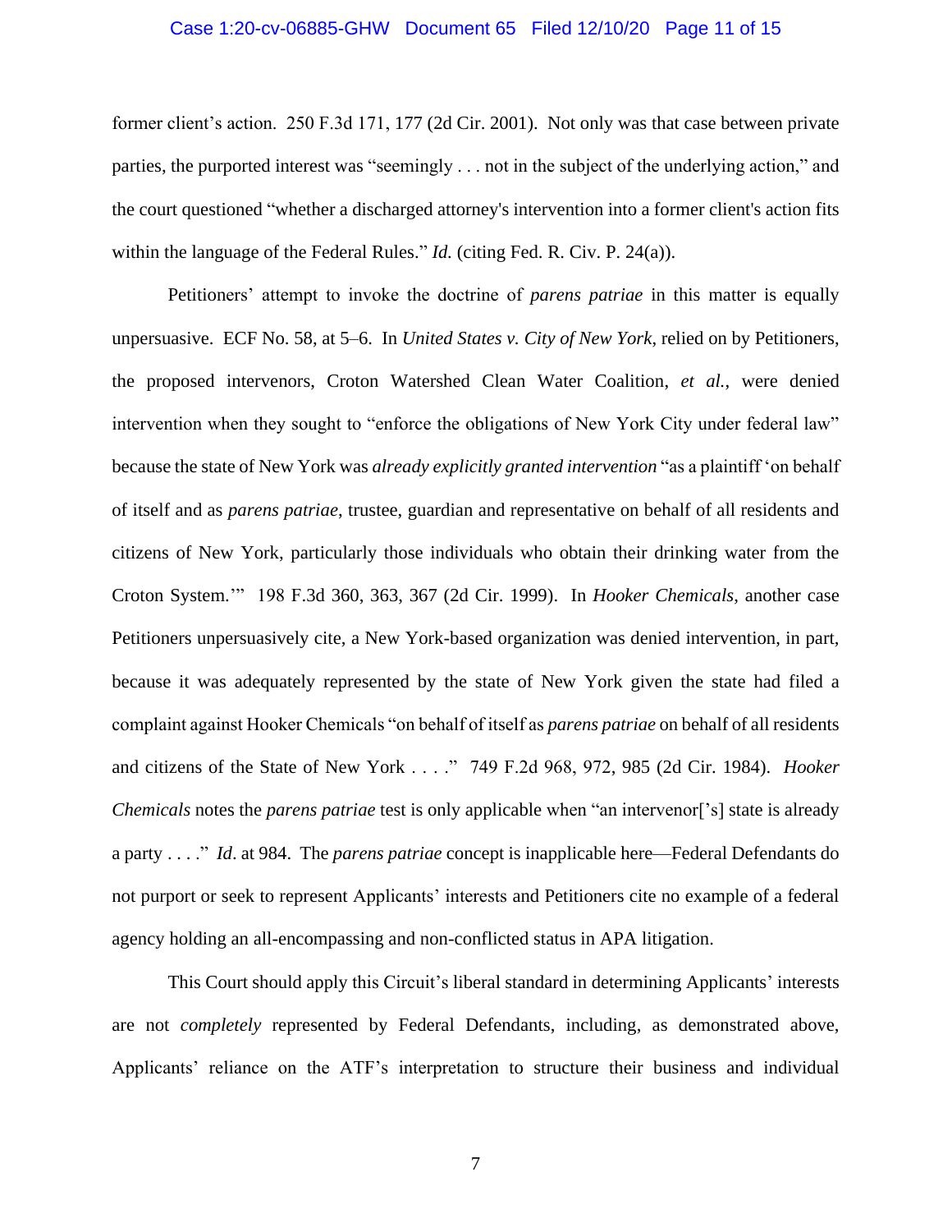former client's action. 250 F.3d 171, 177 (2d Cir. 2001). Not only was that case between private parties, the purported interest was "seemingly . . . not in the subject of the underlying action," and the court questioned "whether a discharged attorney's intervention into a former client's action fits within the language of the Federal Rules." *Id.* (citing Fed. R. Civ. P. 24(a)).

Petitioners' attempt to invoke the doctrine of *parens patriae* in this matter is equally unpersuasive. ECF No. 58, at 5–6. In *United States v. City of New York*, relied on by Petitioners, the proposed intervenors, Croton Watershed Clean Water Coalition, *et al.*, were denied intervention when they sought to "enforce the obligations of New York City under federal law" because the state of New York was *already explicitly granted intervention* "as a plaintiff 'on behalf of itself and as *parens patriae*, trustee, guardian and representative on behalf of all residents and citizens of New York, particularly those individuals who obtain their drinking water from the Croton System.'" 198 F.3d 360, 363, 367 (2d Cir. 1999). In *Hooker Chemicals*, another case Petitioners unpersuasively cite, a New York-based organization was denied intervention, in part, because it was adequately represented by the state of New York given the state had filed a complaint against Hooker Chemicals "on behalf of itself as *parens patriae* on behalf of all residents and citizens of the State of New York . . . ." 749 F.2d 968, 972, 985 (2d Cir. 1984). *Hooker Chemicals* notes the *parens patriae* test is only applicable when "an intervenor['s] state is already a party . . . ." *Id*. at 984. The *parens patriae* concept is inapplicable here—Federal Defendants do not purport or seek to represent Applicants' interests and Petitioners cite no example of a federal agency holding an all-encompassing and non-conflicted status in APA litigation.

This Court should apply this Circuit's liberal standard in determining Applicants' interests are not *completely* represented by Federal Defendants, including, as demonstrated above, Applicants' reliance on the ATF's interpretation to structure their business and individual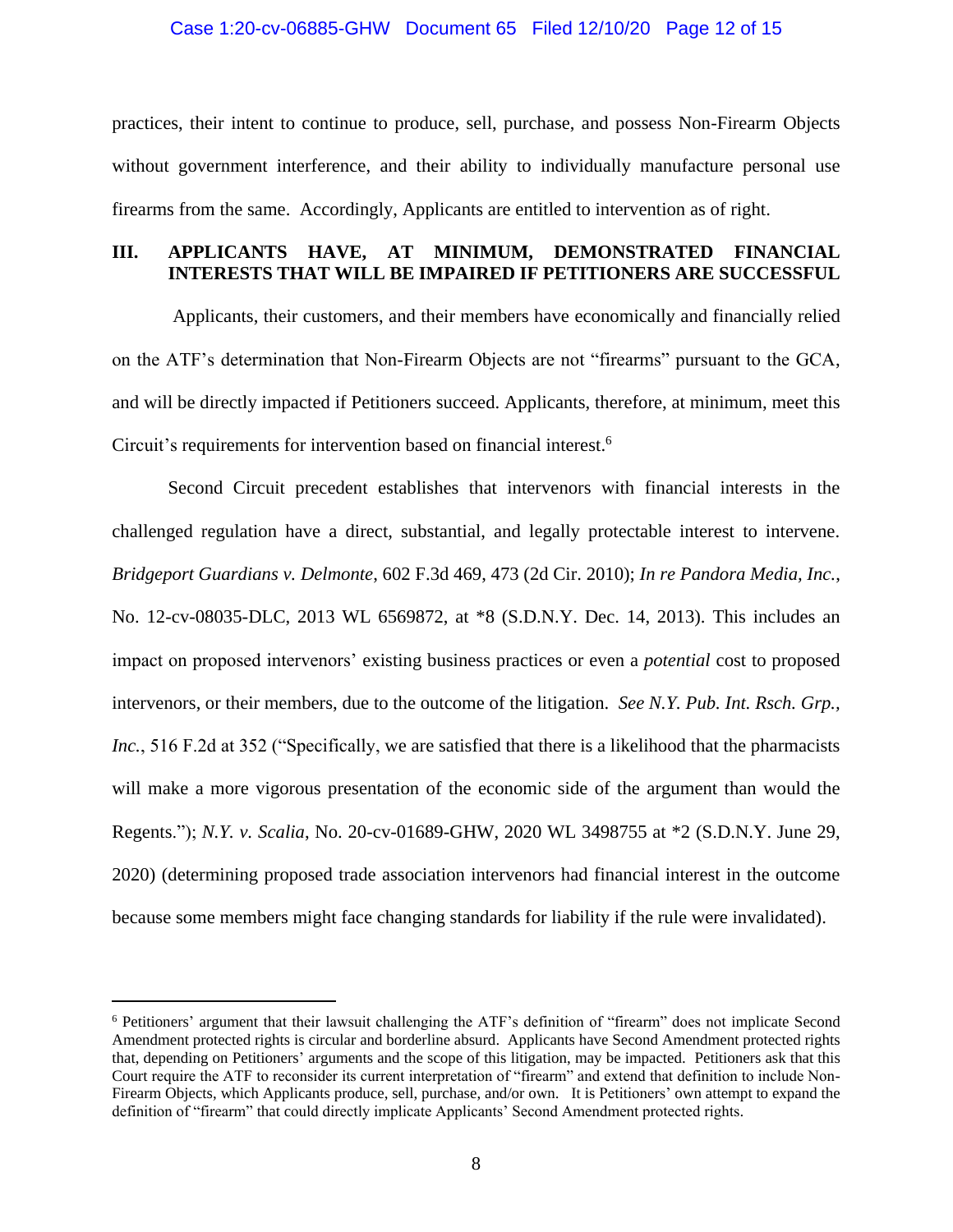practices, their intent to continue to produce, sell, purchase, and possess Non-Firearm Objects without government interference, and their ability to individually manufacture personal use firearms from the same. Accordingly, Applicants are entitled to intervention as of right.

## III. APPLICANTS HAVE, AT MINIMUM, DEMONSTRATED FINANCIAL INTERESTS THAT WILL BE IMPAIRED IF PETITIONERS ARE SUCCESSFUL

Applicants, their customers, and their members have economically and financially relied on the ATF's determination that Non-Firearm Objects are not "firearms" pursuant to the GCA, and will be directly impacted if Petitioners succeed. Applicants, therefore, at minimum, meet this Circuit's requirements for intervention based on financial interest.[6]

Second Circuit precedent establishes that intervenors with financial interests in the challenged regulation have a direct, substantial, and legally protectable interest to intervene. *Bridgeport Guardians v. Delmonte*, 602 F.3d 469, 473 (2d Cir. 2010); *In re Pandora Media, Inc.*, No. 12-cv-08035-DLC, 2013 WL 6569872, at *8 (S.D.N.Y. Dec. 14, 2013). This includes an impact on proposed intervenors' existing business practices or even a *potential* cost to proposed intervenors, or their members, due to the outcome of the litigation. *See N.Y. Pub. Int. Rsch. Grp., Inc.*, 516 F.2d at 352 ("Specifically, we are satisfied that there is a likelihood that the pharmacists will make a more vigorous presentation of the economic side of the argument than would the Regents."); *N.Y. v. Scalia*, No. 20-cv-01689-GHW, 2020 WL 3498755 at *2 (S.D.N.Y. June 29, 2020) (determining proposed trade association intervenors had financial interest in the outcome because some members might face changing standards for liability if the rule were invalidated).

---

[6] Petitioners' argument that their lawsuit challenging the ATF's definition of "firearm" does not implicate Second Amendment protected rights is circular and borderline absurd. Applicants have Second Amendment protected rights that, depending on Petitioners' arguments and the scope of this litigation, may be impacted. Petitioners ask that this Court require the ATF to reconsider its current interpretation of "firearm" and extend that definition to include Non-Firearm Objects, which Applicants produce, sell, purchase, and/or own. It is Petitioners' own attempt to expand the definition of "firearm" that could directly implicate Applicants' Second Amendment protected rights.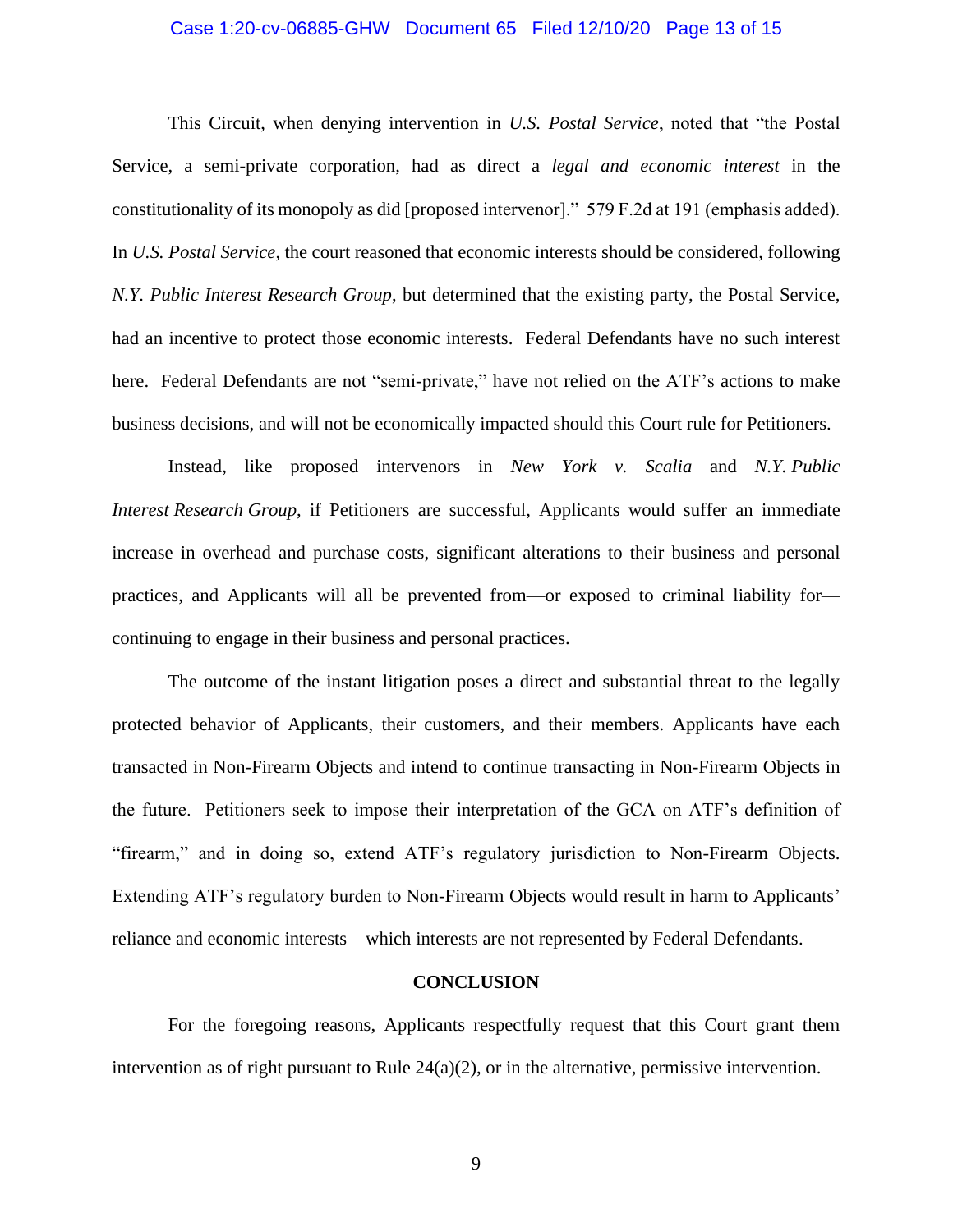This Circuit, when denying intervention in *U.S. Postal Service*, noted that "the Postal Service, a semi-private corporation, had as direct a *legal and economic interest* in the constitutionality of its monopoly as did [proposed intervenor]." 579 F.2d at 191 (emphasis added). In *U.S. Postal Service*, the court reasoned that economic interests should be considered, following *N.Y. Public Interest Research Group*, but determined that the existing party, the Postal Service, had an incentive to protect those economic interests. Federal Defendants have no such interest here. Federal Defendants are not "semi-private," have not relied on the ATF's actions to make business decisions, and will not be economically impacted should this Court rule for Petitioners.

Instead, like proposed intervenors in *New York v. Scalia* and *N.Y. Public Interest Research Group*, if Petitioners are successful, Applicants would suffer an immediate increase in overhead and purchase costs, significant alterations to their business and personal practices, and Applicants will all be prevented from—or exposed to criminal liability for—continuing to engage in their business and personal practices.

The outcome of the instant litigation poses a direct and substantial threat to the legally protected behavior of Applicants, their customers, and their members. Applicants have each transacted in Non-Firearm Objects and intend to continue transacting in Non-Firearm Objects in the future. Petitioners seek to impose their interpretation of the GCA on ATF's definition of "firearm," and in doing so, extend ATF's regulatory jurisdiction to Non-Firearm Objects. Extending ATF's regulatory burden to Non-Firearm Objects would result in harm to Applicants' reliance and economic interests—which interests are not represented by Federal Defendants.

## CONCLUSION

For the foregoing reasons, Applicants respectfully request that this Court grant them intervention as of right pursuant to Rule 24(a)(2), or in the alternative, permissive intervention.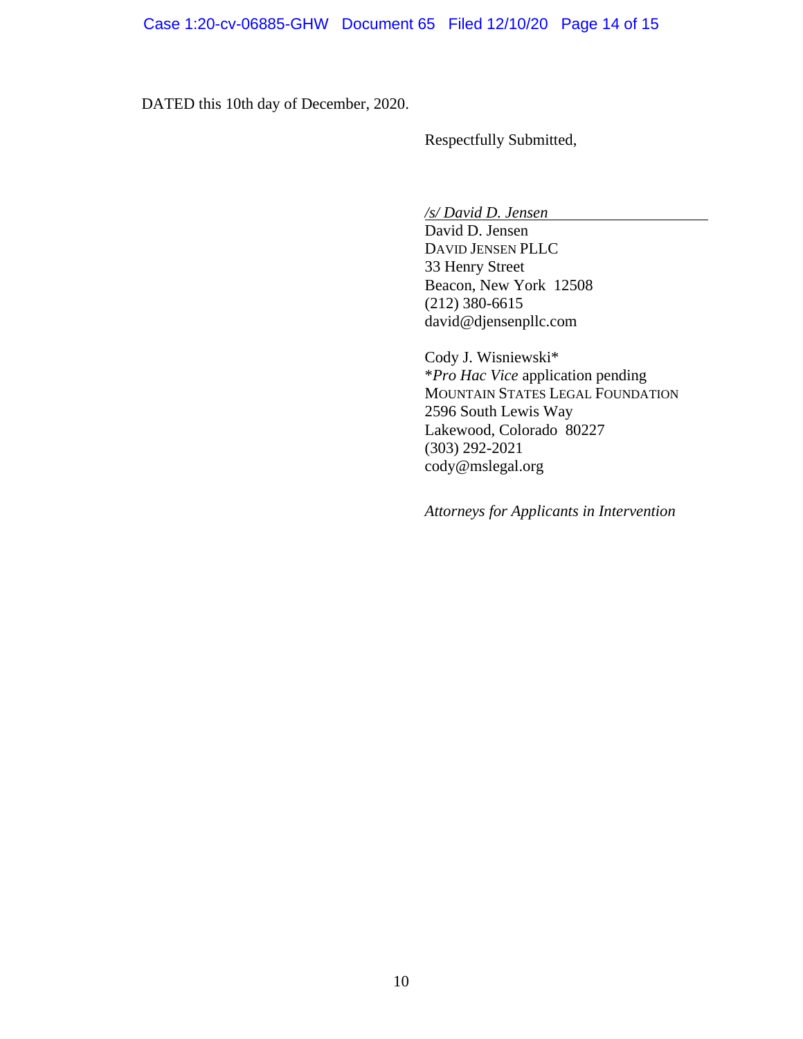DATED this 10th day of December, 2020.

Respectfully Submitted,

*/s/ David D. Jensen*
David D. Jensen
DAVID JENSEN PLLC
33 Henry Street
Beacon, New York 12508
(212) 380-6615
david@djensenpllc.com

Cody J. Wisniewski*
**Pro Hac Vice* application pending
MOUNTAIN STATES LEGAL FOUNDATION
2596 South Lewis Way
Lakewood, Colorado 80227
(303) 292-2021
cody@mslegal.org

*Attorneys for Applicants in Intervention*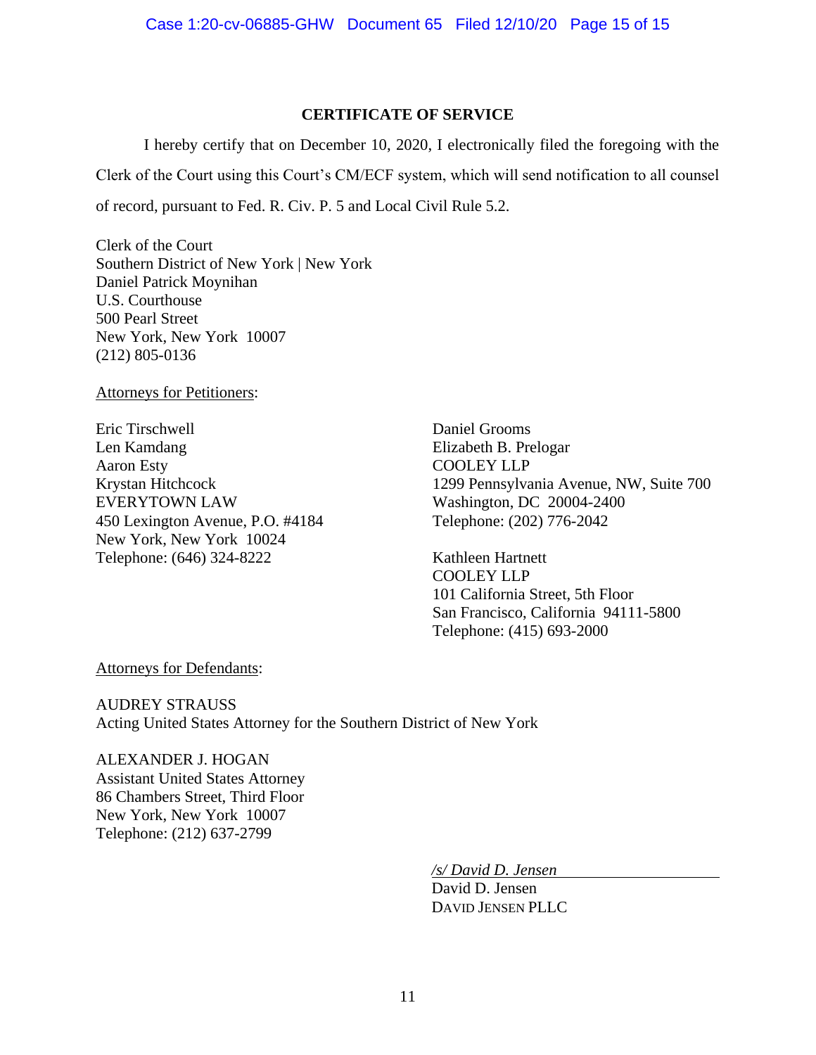## CERTIFICATE OF SERVICE

I hereby certify that on December 10, 2020, I electronically filed the foregoing with the Clerk of the Court using this Court's CM/ECF system, which will send notification to all counsel of record, pursuant to Fed. R. Civ. P. 5 and Local Civil Rule 5.2.

Clerk of the Court
Southern District of New York | New York
Daniel Patrick Moynihan
U.S. Courthouse
500 Pearl Street
New York, New York 10007
(212) 805-0136

Attorneys for Petitioners:

Eric Tirschwell
Len Kamdang
Aaron Esty
Krystan Hitchcock
EVERYTOWN LAW
450 Lexington Avenue, P.O. #4184
New York, New York 10024
Telephone: (646) 324-8222

Daniel Grooms
Elizabeth B. Prelogar
COOLEY LLP
1299 Pennsylvania Avenue, NW, Suite 700
Washington, DC 20004-2400
Telephone: (202) 776-2042

Kathleen Hartnett
COOLEY LLP
101 California Street, 5th Floor
San Francisco, California 94111-5800
Telephone: (415) 693-2000

Attorneys for Defendants:

AUDREY STRAUSS
Acting United States Attorney for the Southern District of New York

ALEXANDER J. HOGAN
Assistant United States Attorney
86 Chambers Street, Third Floor
New York, New York 10007
Telephone: (212) 637-2799

*/s/ David D. Jensen*
David D. Jensen
DAVID JENSEN PLLC